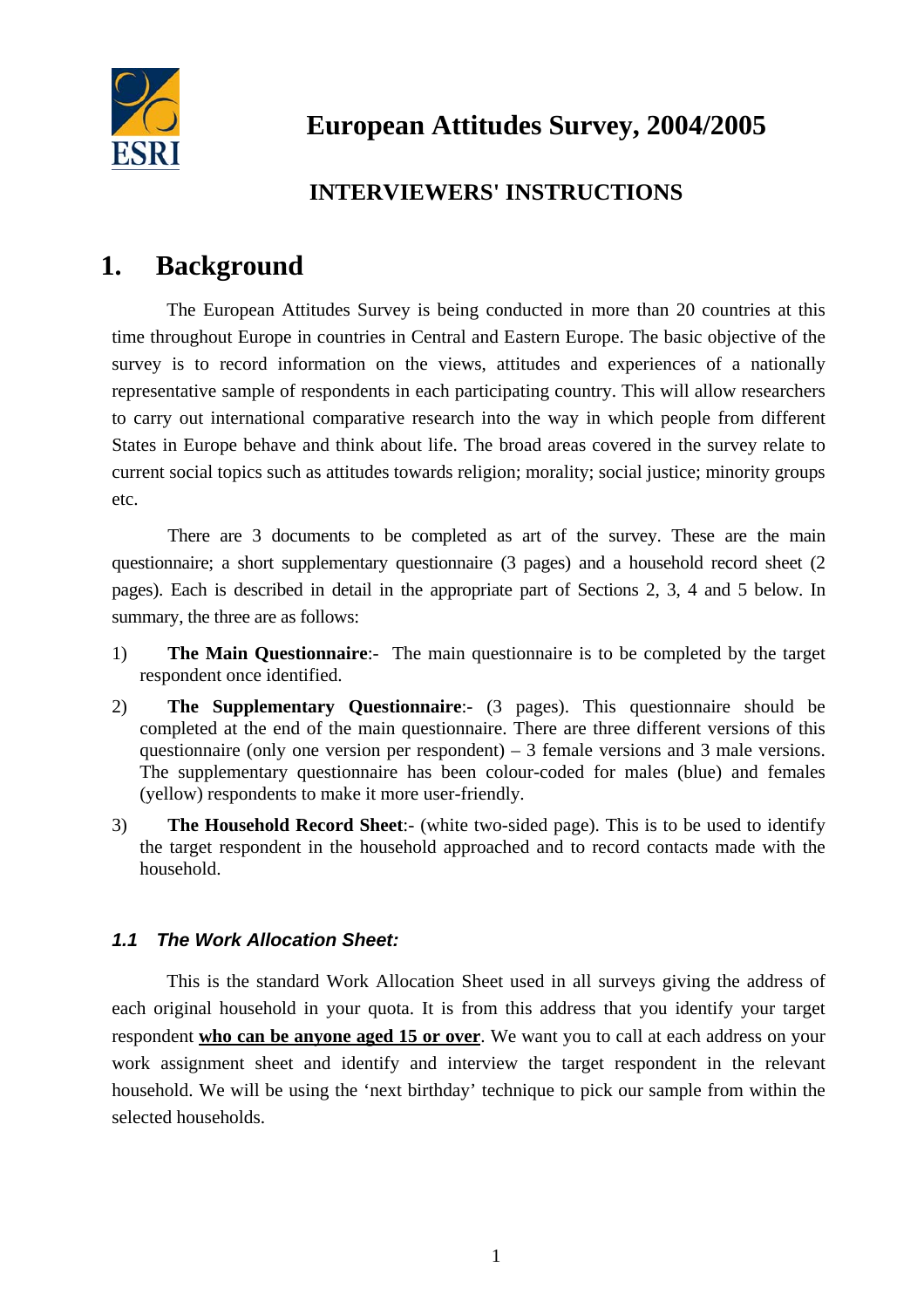# European Attitudes Survey, 2004/2005

## INTERVIEWERS' INSTRUCTIONS

# 1. Background

The European Attitudes Survey is being conducted in more than 20 countries at this time throughout Europe in countries in Central and Eastern Europe. The basic objective of the survey is to record information on the views, attitudes and experiences of a nationally representative sample of respondents in each participating country. This will allow researchers to carry out international comparative research into the way in which people from different States in Europe behave and think about life. The broad areas covered in the survey relate to current social topics such as attitudes towards religion; morality; social justice; minority groups etc.

There are 3 documents to be completed as art of the survey. These are the main questionnaire; a short supplementary questionnaire (3 pages) and a household record sheet (2 pages). Each is described in detail in the appropriate part of Sections 2, 3, 4 and 5 below. In summary, the three are as follows:

1) **The Main Questionnaire**:- The main questionnaire is to be completed by the target respondent once identified.

2) **The Supplementary Questionnaire**:- (3 pages). This questionnaire should be completed at the end of the main questionnaire. There are three different versions of this questionnaire (only one version per respondent) – 3 female versions and 3 male versions. The supplementary questionnaire has been colour-coded for males (blue) and females (yellow) respondents to make it more user-friendly.

3) **The Household Record Sheet**:- (white two-sided page). This is to be used to identify the target respondent in the household approached and to record contacts made with the household.

### *1.1 The Work Allocation Sheet:*

This is the standard Work Allocation Sheet used in all surveys giving the address of each original household in your quota. It is from this address that you identify your target respondent <u>**who can be anyone aged 15 or over**</u>. We want you to call at each address on your work assignment sheet and identify and interview the target respondent in the relevant household. We will be using the 'next birthday' technique to pick our sample from within the selected households.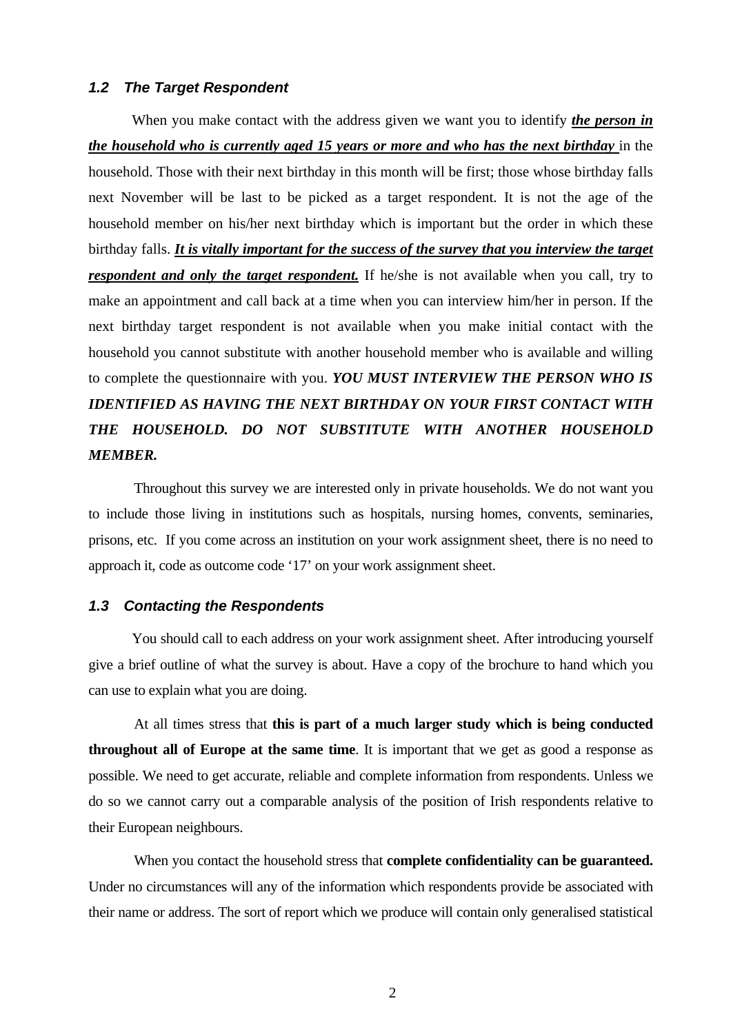### *1.2 The Target Respondent*

When you make contact with the address given we want you to identify ***the person in the household who is currently aged 15 years or more and who has the next birthday*** in the household. Those with their next birthday in this month will be first; those whose birthday falls next November will be last to be picked as a target respondent. It is not the age of the household member on his/her next birthday which is important but the order in which these birthday falls. ***It is vitally important for the success of the survey that you interview the target respondent and only the target respondent.*** If he/she is not available when you call, try to make an appointment and call back at a time when you can interview him/her in person. If the next birthday target respondent is not available when you make initial contact with the household you cannot substitute with another household member who is available and willing to complete the questionnaire with you. ***YOU MUST INTERVIEW THE PERSON WHO IS IDENTIFIED AS HAVING THE NEXT BIRTHDAY ON YOUR FIRST CONTACT WITH THE HOUSEHOLD. DO NOT SUBSTITUTE WITH ANOTHER HOUSEHOLD MEMBER.***

Throughout this survey we are interested only in private households. We do not want you to include those living in institutions such as hospitals, nursing homes, convents, seminaries, prisons, etc. If you come across an institution on your work assignment sheet, there is no need to approach it, code as outcome code '17' on your work assignment sheet.

### *1.3 Contacting the Respondents*

You should call to each address on your work assignment sheet. After introducing yourself give a brief outline of what the survey is about. Have a copy of the brochure to hand which you can use to explain what you are doing.

At all times stress that **this is part of a much larger study which is being conducted throughout all of Europe at the same time**. It is important that we get as good a response as possible. We need to get accurate, reliable and complete information from respondents. Unless we do so we cannot carry out a comparable analysis of the position of Irish respondents relative to their European neighbours.

When you contact the household stress that **complete confidentiality can be guaranteed.** Under no circumstances will any of the information which respondents provide be associated with their name or address. The sort of report which we produce will contain only generalised statistical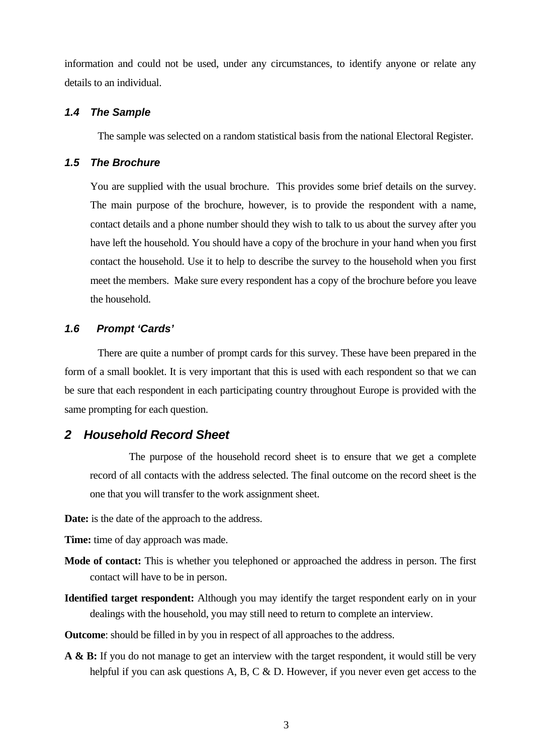information and could not be used, under any circumstances, to identify anyone or relate any details to an individual.

### *1.4 The Sample*

The sample was selected on a random statistical basis from the national Electoral Register.

### *1.5 The Brochure*

You are supplied with the usual brochure. This provides some brief details on the survey. The main purpose of the brochure, however, is to provide the respondent with a name, contact details and a phone number should they wish to talk to us about the survey after you have left the household. You should have a copy of the brochure in your hand when you first contact the household. Use it to help to describe the survey to the household when you first meet the members. Make sure every respondent has a copy of the brochure before you leave the household.

### *1.6 Prompt 'Cards'*

There are quite a number of prompt cards for this survey. These have been prepared in the form of a small booklet. It is very important that this is used with each respondent so that we can be sure that each respondent in each participating country throughout Europe is provided with the same prompting for each question.

## *2 Household Record Sheet*

The purpose of the household record sheet is to ensure that we get a complete record of all contacts with the address selected. The final outcome on the record sheet is the one that you will transfer to the work assignment sheet.

**Date:** is the date of the approach to the address.

**Time:** time of day approach was made.

**Mode of contact:** This is whether you telephoned or approached the address in person. The first contact will have to be in person.

**Identified target respondent:** Although you may identify the target respondent early on in your dealings with the household, you may still need to return to complete an interview.

**Outcome**: should be filled in by you in respect of all approaches to the address.

**A & B:** If you do not manage to get an interview with the target respondent, it would still be very helpful if you can ask questions A, B, C & D. However, if you never even get access to the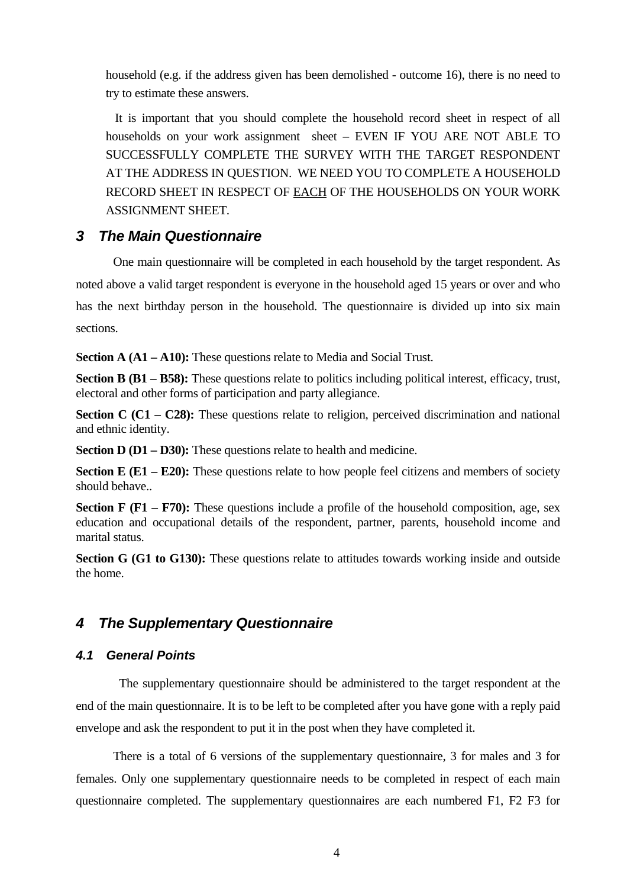household (e.g. if the address given has been demolished - outcome 16), there is no need to try to estimate these answers.

It is important that you should complete the household record sheet in respect of all households on your work assignment sheet – EVEN IF YOU ARE NOT ABLE TO SUCCESSFULLY COMPLETE THE SURVEY WITH THE TARGET RESPONDENT AT THE ADDRESS IN QUESTION. WE NEED YOU TO COMPLETE A HOUSEHOLD RECORD SHEET IN RESPECT OF EACH OF THE HOUSEHOLDS ON YOUR WORK ASSIGNMENT SHEET.

## *3 The Main Questionnaire*

One main questionnaire will be completed in each household by the target respondent. As noted above a valid target respondent is everyone in the household aged 15 years or over and who has the next birthday person in the household. The questionnaire is divided up into six main sections.

**Section A (A1 – A10):** These questions relate to Media and Social Trust.

**Section B (B1 – B58):** These questions relate to politics including political interest, efficacy, trust, electoral and other forms of participation and party allegiance.

**Section C (C1 – C28):** These questions relate to religion, perceived discrimination and national and ethnic identity.

**Section D (D1 – D30):** These questions relate to health and medicine.

**Section E (E1 – E20):** These questions relate to how people feel citizens and members of society should behave..

**Section F (F1 – F70):** These questions include a profile of the household composition, age, sex education and occupational details of the respondent, partner, parents, household income and marital status.

**Section G (G1 to G130):** These questions relate to attitudes towards working inside and outside the home.

## *4 The Supplementary Questionnaire*

### *4.1 General Points*

The supplementary questionnaire should be administered to the target respondent at the end of the main questionnaire. It is to be left to be completed after you have gone with a reply paid envelope and ask the respondent to put it in the post when they have completed it.

There is a total of 6 versions of the supplementary questionnaire, 3 for males and 3 for females. Only one supplementary questionnaire needs to be completed in respect of each main questionnaire completed. The supplementary questionnaires are each numbered F1, F2 F3 for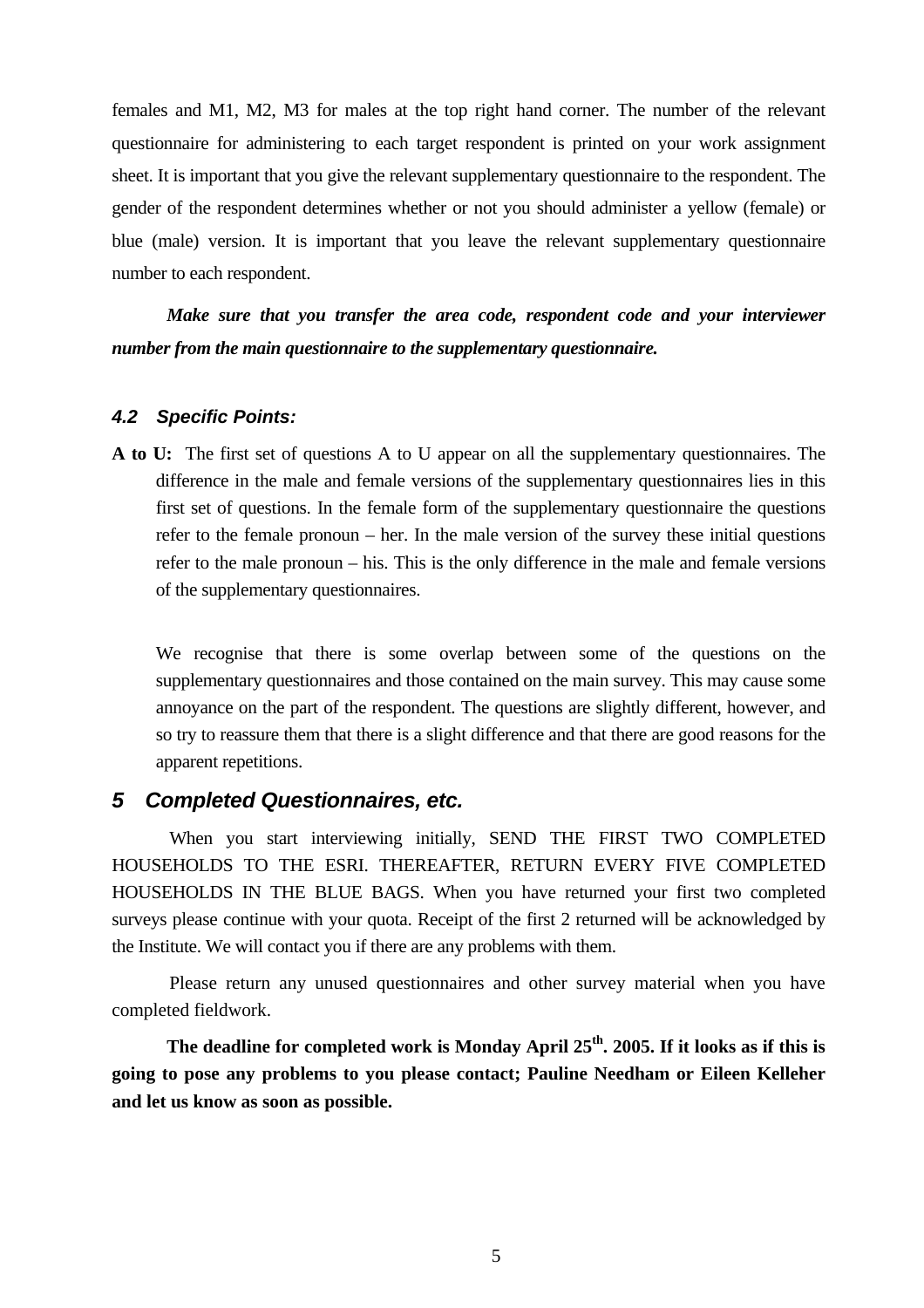females and M1, M2, M3 for males at the top right hand corner. The number of the relevant questionnaire for administering to each target respondent is printed on your work assignment sheet. It is important that you give the relevant supplementary questionnaire to the respondent. The gender of the respondent determines whether or not you should administer a yellow (female) or blue (male) version. It is important that you leave the relevant supplementary questionnaire number to each respondent.

***Make sure that you transfer the area code, respondent code and your interviewer number from the main questionnaire to the supplementary questionnaire.***

### *4.2 Specific Points:*

**A to U:** The first set of questions A to U appear on all the supplementary questionnaires. The difference in the male and female versions of the supplementary questionnaires lies in this first set of questions. In the female form of the supplementary questionnaire the questions refer to the female pronoun – her. In the male version of the survey these initial questions refer to the male pronoun – his. This is the only difference in the male and female versions of the supplementary questionnaires.

We recognise that there is some overlap between some of the questions on the supplementary questionnaires and those contained on the main survey. This may cause some annoyance on the part of the respondent. The questions are slightly different, however, and so try to reassure them that there is a slight difference and that there are good reasons for the apparent repetitions.

## *5 Completed Questionnaires, etc.*

When you start interviewing initially, SEND THE FIRST TWO COMPLETED HOUSEHOLDS TO THE ESRI. THEREAFTER, RETURN EVERY FIVE COMPLETED HOUSEHOLDS IN THE BLUE BAGS. When you have returned your first two completed surveys please continue with your quota. Receipt of the first 2 returned will be acknowledged by the Institute. We will contact you if there are any problems with them.

Please return any unused questionnaires and other survey material when you have completed fieldwork.

**The deadline for completed work is Monday April 25th. 2005. If it looks as if this is going to pose any problems to you please contact; Pauline Needham or Eileen Kelleher and let us know as soon as possible.**